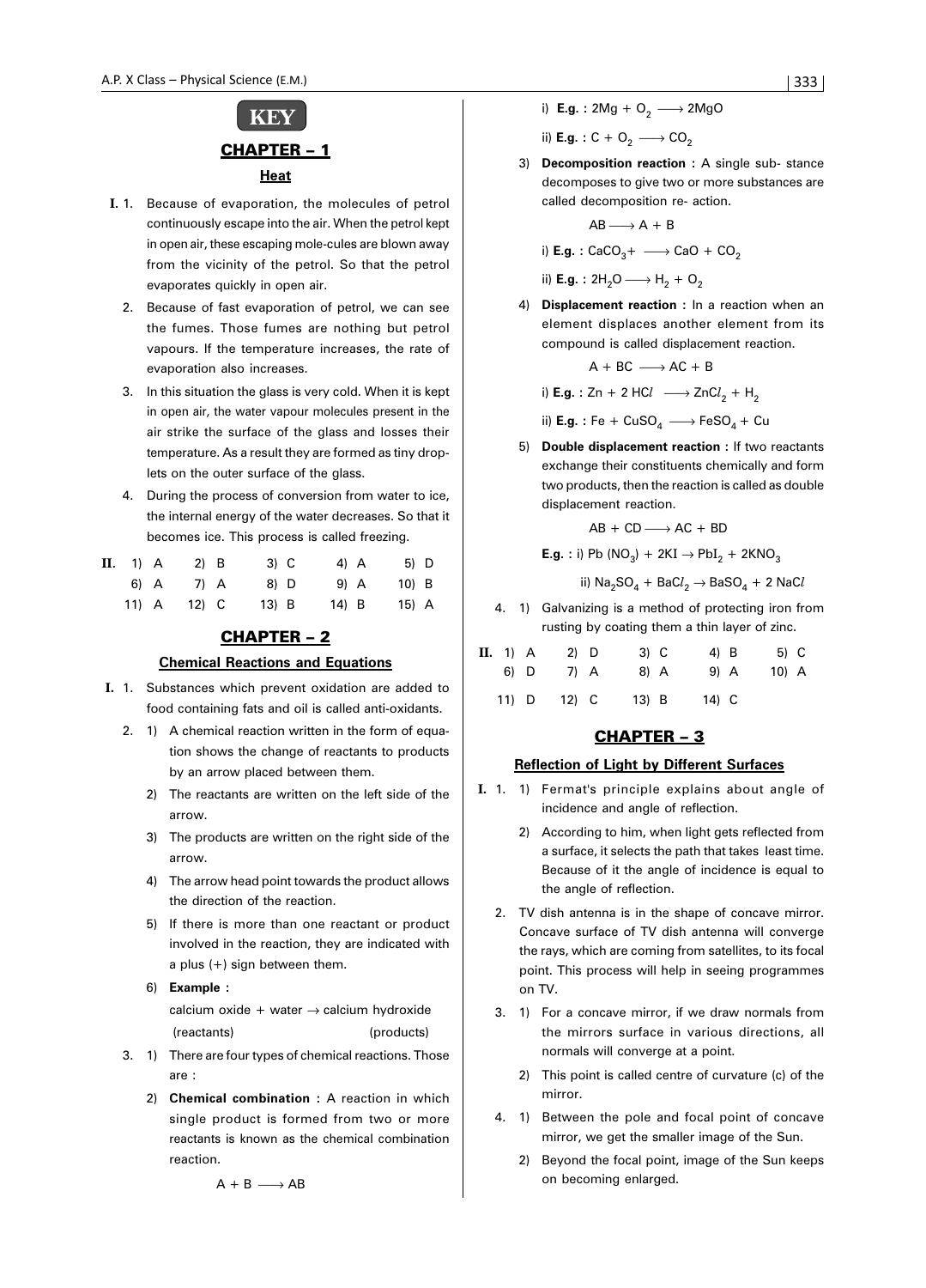# KEY

## CHAPTER – 1

### Heat

**I.** 1. Because of evaporation, the molecules of petrol continuously escape into the air. When the petrol kept in open air, these escaping mole-cules are blown away from the vicinity of the petrol. So that the petrol evaporates quickly in open air.

2. Because of fast evaporation of petrol, we can see the fumes. Those fumes are nothing but petrol vapours. If the temperature increases, the rate of evaporation also increases.

3. In this situation the glass is very cold. When it is kept in open air, the water vapour molecules present in the air strike the surface of the glass and losses their temperature. As a result they are formed as tiny drop-lets on the outer surface of the glass.

4. During the process of conversion from water to ice, the internal energy of the water decreases. So that it becomes ice. This process is called freezing.

**II.**

| | | | | |
|---|---|---|---|---|
| 1) A | 2) B | 3) C | 4) A | 5) D |
| 6) A | 7) A | 8) D | 9) A | 10) B |
| 11) A | 12) C | 13) B | 14) B | 15) A |

## CHAPTER – 2

### Chemical Reactions and Equations

**I.** 1. Substances which prevent oxidation are added to food containing fats and oil is called anti-oxidants.

2. 1) A chemical reaction written in the form of equa-tion shows the change of reactants to products by an arrow placed between them.

2) The reactants are written on the left side of the arrow.

3) The products are written on the right side of the arrow.

4) The arrow head point towards the product allows the direction of the reaction.

5) If there is more than one reactant or product involved in the reaction, they are indicated with a plus (+) sign between them.

6) **Example :**

calcium oxide + water → calcium hydroxide
(reactants) (products)

3. 1) There are four types of chemical reactions. Those are :

2) **Chemical combination :** A reaction in which single product is formed from two or more reactants is known as the chemical combination reaction.

$$A + B \longrightarrow AB$$

i) **E.g. :** $2Mg + O_2 \longrightarrow 2MgO$

ii) **E.g. :** $C + O_2 \longrightarrow CO_2$

3) **Decomposition reaction :** A single sub- stance decomposes to give two or more substances are called decomposition re- action.

$$AB \longrightarrow A + B$$

i) **E.g. :** $CaCO_3 + \longrightarrow CaO + CO_2$

ii) **E.g. :** $2H_2O \longrightarrow H_2 + O_2$

4) **Displacement reaction :** In a reaction when an element displaces another element from its compound is called displacement reaction.

$$A + BC \longrightarrow AC + B$$

i) **E.g. :** $Zn + 2\,HCl \longrightarrow ZnCl_2 + H_2$

ii) **E.g. :** $Fe + CuSO_4 \longrightarrow FeSO_4 + Cu$

5) **Double displacement reaction :** If two reactants exchange their constituents chemically and form two products, then the reaction is called as double displacement reaction.

$$AB + CD \longrightarrow AC + BD$$

**E.g. :** i) $Pb(NO_3) + 2KI \rightarrow PbI_2 + 2KNO_3$

ii) $Na_2SO_4 + BaCl_2 \rightarrow BaSO_4 + 2\,NaCl$

4. 1) Galvanizing is a method of protecting iron from rusting by coating them a thin layer of zinc.

**II.**

| | | | | |
|---|---|---|---|---|
| 1) A | 2) D | 3) C | 4) B | 5) C |
| 6) D | 7) A | 8) A | 9) A | 10) A |
| 11) D | 12) C | 13) B | 14) C | |

## CHAPTER – 3

### Reflection of Light by Different Surfaces

**I.** 1. 1) Fermat's principle explains about angle of incidence and angle of reflection.

2) According to him, when light gets reflected from a surface, it selects the path that takes least time. Because of it the angle of incidence is equal to the angle of reflection.

2. TV dish antenna is in the shape of concave mirror. Concave surface of TV dish antenna will converge the rays, which are coming from satellites, to its focal point. This process will help in seeing programmes on TV.

3. 1) For a concave mirror, if we draw normals from the mirrors surface in various directions, all normals will converge at a point.

2) This point is called centre of curvature (c) of the mirror.

4. 1) Between the pole and focal point of concave mirror, we get the smaller image of the Sun.

2) Beyond the focal point, image of the Sun keeps on becoming enlarged.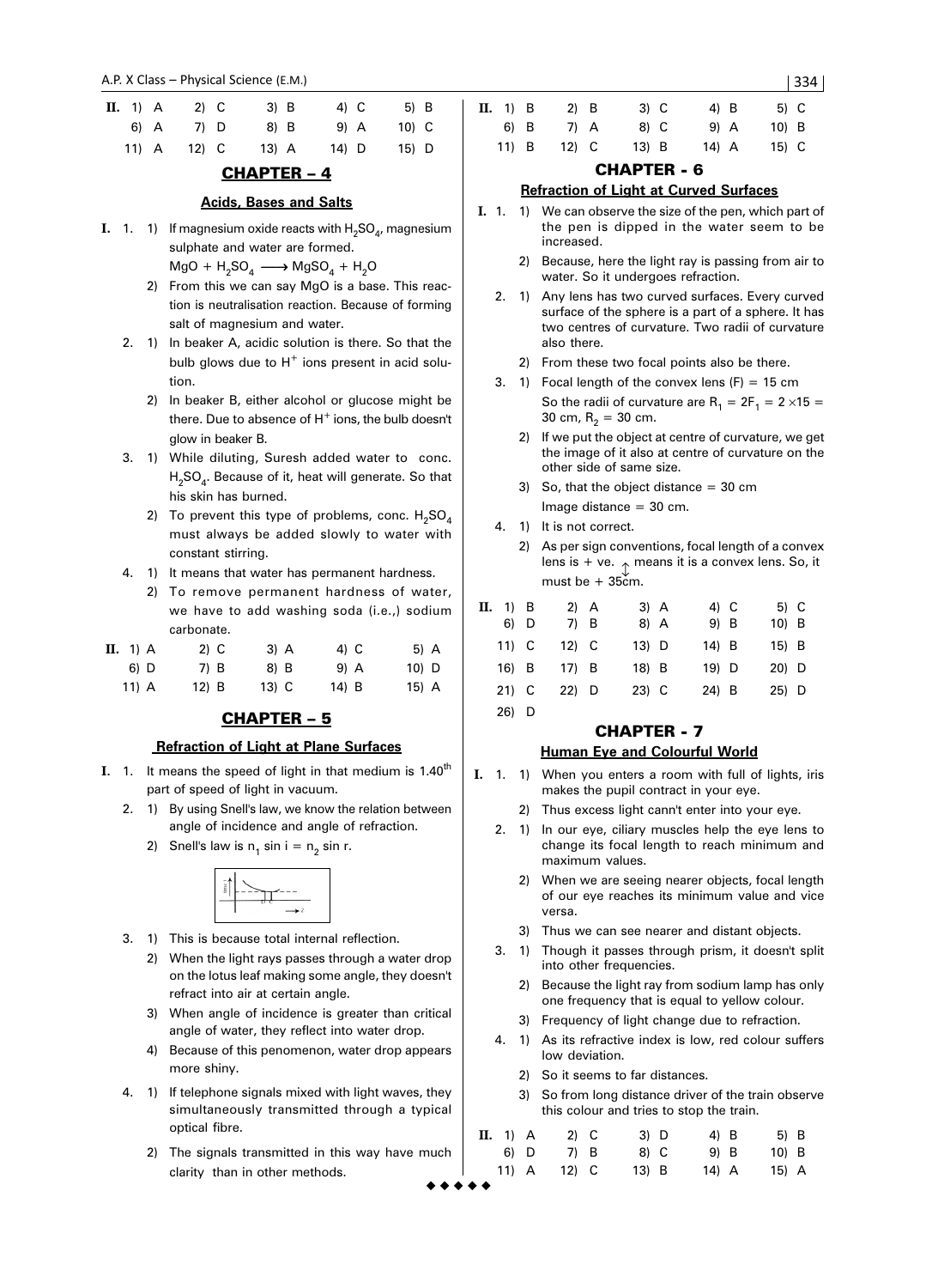**II.**

| | | | | |
|---|---|---|---|---|
| 1) A | 2) C | 3) B | 4) C | 5) B |
| 6) A | 7) D | 8) B | 9) A | 10) C |
| 11) A | 12) C | 13) A | 14) D | 15) D |

## CHAPTER – 4

### Acids, Bases and Salts

**I.** 1. 1) If magnesium oxide reacts with $H_2SO_4$, magnesium sulphate and water are formed.

$MgO + H_2SO_4 \longrightarrow MgSO_4 + H_2O$

2) From this we can say MgO is a base. This reaction is neutralisation reaction. Because of forming salt of magnesium and water.

2\. 1) In beaker A, acidic solution is there. So that the bulb glows due to $H^+$ ions present in acid solution.

2) In beaker B, either alcohol or glucose might be there. Due to absence of $H^+$ ions, the bulb doesn't glow in beaker B.

3\. 1) While diluting, Suresh added water to conc. $H_2SO_4$. Because of it, heat will generate. So that his skin has burned.

2) To prevent this type of problems, conc. $H_2SO_4$ must always be added slowly to water with constant stirring.

4\. 1) It means that water has permanent hardness.

2) To remove permanent hardness of water, we have to add washing soda (i.e.,) sodium carbonate.

**II.**

| | | | | |
|---|---|---|---|---|
| 1) A | 2) C | 3) A | 4) C | 5) A |
| 6) D | 7) B | 8) B | 9) A | 10) D |
| 11) A | 12) B | 13) C | 14) B | 15) A |

## CHAPTER – 5

### Refraction of Light at Plane Surfaces

**I.** 1. It means the speed of light in that medium is 1.40[th] part of speed of light in vacuum.

2\. 1) By using Snell's law, we know the relation between angle of incidence and angle of refraction.

2) Snell's law is $n_1 \sin i = n_2 \sin r$.

3\. 1) This is because total internal reflection.

2) When the light rays passes through a water drop on the lotus leaf making some angle, they doesn't refract into air at certain angle.

3) When angle of incidence is greater than critical angle of water, they reflect into water drop.

4) Because of this penomenon, water drop appears more shiny.

4\. 1) If telephone signals mixed with light waves, they simultaneously transmitted through a typical optical fibre.

2) The signals transmitted in this way have much clarity than in other methods.

**II.**

| | | | | |
|---|---|---|---|---|
| 1) B | 2) B | 3) C | 4) B | 5) C |
| 6) B | 7) A | 8) C | 9) A | 10) B |
| 11) B | 12) C | 13) B | 14) A | 15) C |

## CHAPTER - 6

### Refraction of Light at Curved Surfaces

**I.** 1. 1) We can observe the size of the pen, which part of the pen is dipped in the water seem to be increased.

2) Because, here the light ray is passing from air to water. So it undergoes refraction.

2\. 1) Any lens has two curved surfaces. Every curved surface of the sphere is a part of a sphere. It has two centres of curvature. Two radii of curvature also there.

2) From these two focal points also be there.

3\. 1) Focal length of the convex lens (F) = 15 cm

So the radii of curvature are $R_1 = 2F_1 = 2 \times 15 = 30$ cm, $R_2 = 30$ cm.

2) If we put the object at centre of curvature, we get the image of it also at centre of curvature on the other side of same size.

3) So, that the object distance = 30 cm

Image distance = 30 cm.

4\. 1) It is not correct.

2) As per sign conventions, focal length of a convex lens is + ve. $\updownarrow$ means it is a convex lens. So, it must be + 35cm.

**II.**

| | | | | |
|---|---|---|---|---|
| 1) B | 2) A | 3) A | 4) C | 5) C |
| 6) D | 7) B | 8) A | 9) B | 10) B |
| 11) C | 12) C | 13) D | 14) B | 15) B |
| 16) B | 17) B | 18) B | 19) D | 20) D |
| 21) C | 22) D | 23) C | 24) B | 25) D |
| 26) D | | | | |

## CHAPTER - 7

### Human Eye and Colourful World

**I.** 1. 1) When you enters a room with full of lights, iris makes the pupil contract in your eye.

2) Thus excess light cann't enter into your eye.

2\. 1) In our eye, ciliary muscles help the eye lens to change its focal length to reach minimum and maximum values.

2) When we are seeing nearer objects, focal length of our eye reaches its minimum value and vice versa.

3) Thus we can see nearer and distant objects.

3\. 1) Though it passes through prism, it doesn't split into other frequencies.

2) Because the light ray from sodium lamp has only one frequency that is equal to yellow colour.

3) Frequency of light change due to refraction.

4\. 1) As its refractive index is low, red colour suffers low deviation.

2) So it seems to far distances.

3) So from long distance driver of the train observe this colour and tries to stop the train.

**II.**

| | | | | |
|---|---|---|---|---|
| 1) A | 2) C | 3) D | 4) B | 5) B |
| 6) D | 7) B | 8) C | 9) B | 10) B |
| 11) A | 12) C | 13) B | 14) A | 15) A |